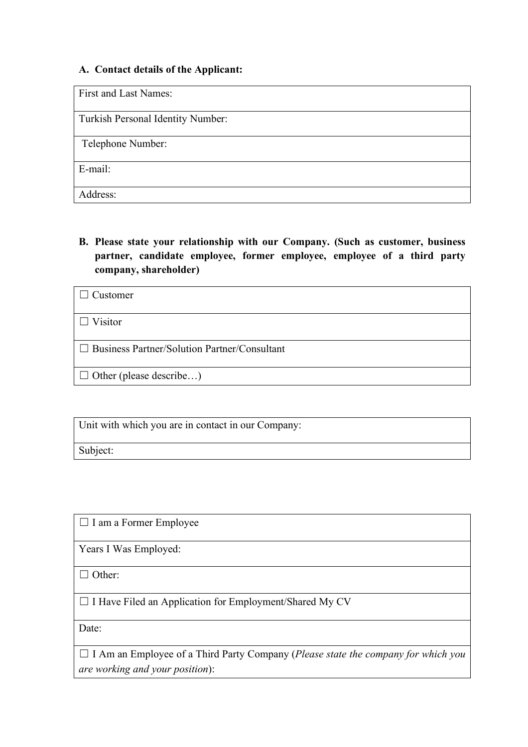**A. Contact details of the Applicant:**

| First and Last Names: |
|---|
| Turkish Personal Identity Number: |
| Telephone Number: |
| E-mail: |
| Address: |

**B. Please state your relationship with our Company. (Such as customer, business partner, candidate employee, former employee, employee of a third party company, shareholder)**

| ☐ Customer |
|---|
| ☐ Visitor |
| ☐ Business Partner/Solution Partner/Consultant |
| ☐ Other (please describe…) |

| Unit with which you are in contact in our Company: |
|---|
| Subject: |

| ☐ I am a Former Employee |
|---|
| Years I Was Employed: |
| ☐ Other: |
| ☐ I Have Filed an Application for Employment/Shared My CV |
| Date: |
| ☐ I Am an Employee of a Third Party Company (*Please state the company for which you are working and your position*): |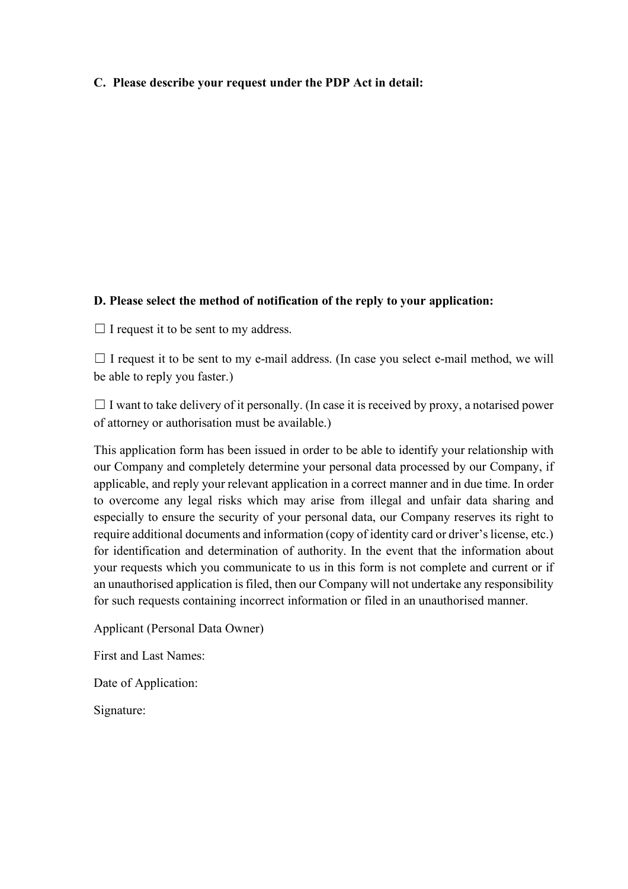**C. Please describe your request under the PDP Act in detail:**

**D. Please select the method of notification of the reply to your application:**

☐ I request it to be sent to my address.

☐ I request it to be sent to my e-mail address. (In case you select e-mail method, we will be able to reply you faster.)

☐ I want to take delivery of it personally. (In case it is received by proxy, a notarised power of attorney or authorisation must be available.)

This application form has been issued in order to be able to identify your relationship with our Company and completely determine your personal data processed by our Company, if applicable, and reply your relevant application in a correct manner and in due time. In order to overcome any legal risks which may arise from illegal and unfair data sharing and especially to ensure the security of your personal data, our Company reserves its right to require additional documents and information (copy of identity card or driver's license, etc.) for identification and determination of authority. In the event that the information about your requests which you communicate to us in this form is not complete and current or if an unauthorised application is filed, then our Company will not undertake any responsibility for such requests containing incorrect information or filed in an unauthorised manner.

Applicant (Personal Data Owner)

First and Last Names:

Date of Application:

Signature: